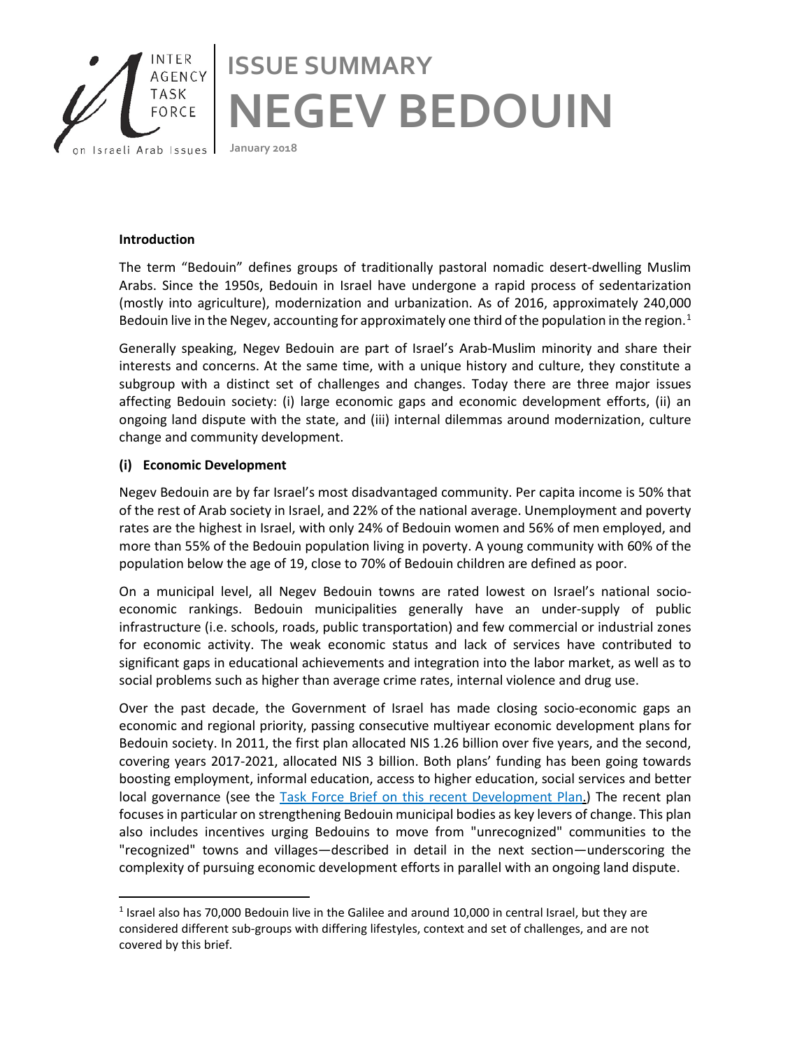INTER AGENCY TASK FORCE on Israeli Arab Issues

# ISSUE SUMMARY
# NEGEV BEDOUIN

January 2018

**Introduction**

The term "Bedouin" defines groups of traditionally pastoral nomadic desert-dwelling Muslim Arabs. Since the 1950s, Bedouin in Israel have undergone a rapid process of sedentarization (mostly into agriculture), modernization and urbanization. As of 2016, approximately 240,000 Bedouin live in the Negev, accounting for approximately one third of the population in the region.[1]

Generally speaking, Negev Bedouin are part of Israel's Arab-Muslim minority and share their interests and concerns. At the same time, with a unique history and culture, they constitute a subgroup with a distinct set of challenges and changes. Today there are three major issues affecting Bedouin society: (i) large economic gaps and economic development efforts, (ii) an ongoing land dispute with the state, and (iii) internal dilemmas around modernization, culture change and community development.

**(i) Economic Development**

Negev Bedouin are by far Israel's most disadvantaged community. Per capita income is 50% that of the rest of Arab society in Israel, and 22% of the national average. Unemployment and poverty rates are the highest in Israel, with only 24% of Bedouin women and 56% of men employed, and more than 55% of the Bedouin population living in poverty. A young community with 60% of the population below the age of 19, close to 70% of Bedouin children are defined as poor.

On a municipal level, all Negev Bedouin towns are rated lowest on Israel's national socio-economic rankings. Bedouin municipalities generally have an under-supply of public infrastructure (i.e. schools, roads, public transportation) and few commercial or industrial zones for economic activity. The weak economic status and lack of services have contributed to significant gaps in educational achievements and integration into the labor market, as well as to social problems such as higher than average crime rates, internal violence and drug use.

Over the past decade, the Government of Israel has made closing socio-economic gaps an economic and regional priority, passing consecutive multiyear economic development plans for Bedouin society. In 2011, the first plan allocated NIS 1.26 billion over five years, and the second, covering years 2017-2021, allocated NIS 3 billion. Both plans' funding has been going towards boosting employment, informal education, access to higher education, social services and better local governance (see the Task Force Brief on this recent Development Plan.) The recent plan focuses in particular on strengthening Bedouin municipal bodies as key levers of change. This plan also includes incentives urging Bedouins to move from "unrecognized" communities to the "recognized" towns and villages—described in detail in the next section—underscoring the complexity of pursuing economic development efforts in parallel with an ongoing land dispute.

[1] Israel also has 70,000 Bedouin live in the Galilee and around 10,000 in central Israel, but they are considered different sub-groups with differing lifestyles, context and set of challenges, and are not covered by this brief.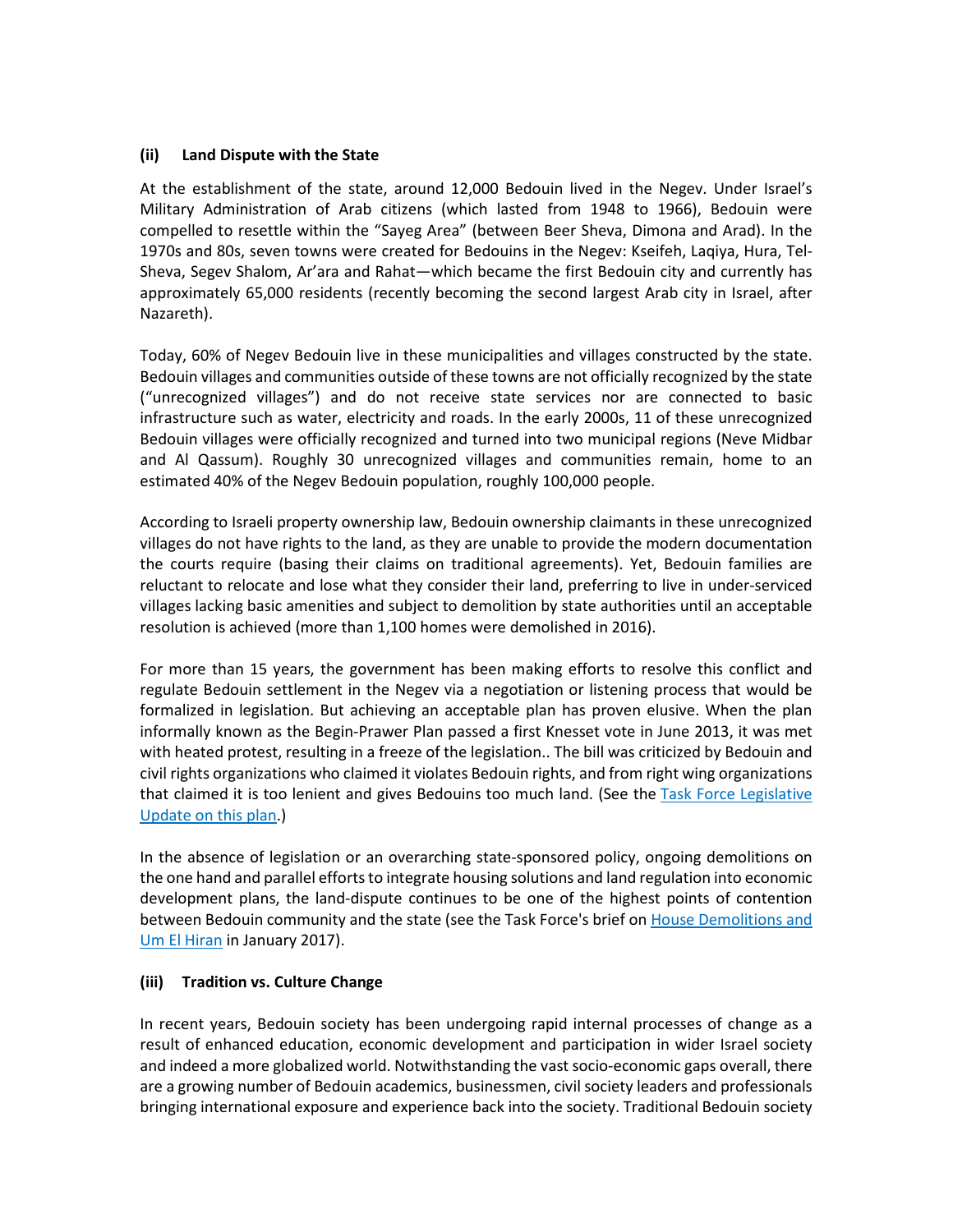### (ii) Land Dispute with the State

At the establishment of the state, around 12,000 Bedouin lived in the Negev. Under Israel's Military Administration of Arab citizens (which lasted from 1948 to 1966), Bedouin were compelled to resettle within the "Sayeg Area" (between Beer Sheva, Dimona and Arad). In the 1970s and 80s, seven towns were created for Bedouins in the Negev: Kseifeh, Laqiya, Hura, Tel-Sheva, Segev Shalom, Ar'ara and Rahat—which became the first Bedouin city and currently has approximately 65,000 residents (recently becoming the second largest Arab city in Israel, after Nazareth).

Today, 60% of Negev Bedouin live in these municipalities and villages constructed by the state. Bedouin villages and communities outside of these towns are not officially recognized by the state ("unrecognized villages") and do not receive state services nor are connected to basic infrastructure such as water, electricity and roads. In the early 2000s, 11 of these unrecognized Bedouin villages were officially recognized and turned into two municipal regions (Neve Midbar and Al Qassum). Roughly 30 unrecognized villages and communities remain, home to an estimated 40% of the Negev Bedouin population, roughly 100,000 people.

According to Israeli property ownership law, Bedouin ownership claimants in these unrecognized villages do not have rights to the land, as they are unable to provide the modern documentation the courts require (basing their claims on traditional agreements). Yet, Bedouin families are reluctant to relocate and lose what they consider their land, preferring to live in under-serviced villages lacking basic amenities and subject to demolition by state authorities until an acceptable resolution is achieved (more than 1,100 homes were demolished in 2016).

For more than 15 years, the government has been making efforts to resolve this conflict and regulate Bedouin settlement in the Negev via a negotiation or listening process that would be formalized in legislation. But achieving an acceptable plan has proven elusive. When the plan informally known as the Begin-Prawer Plan passed a first Knesset vote in June 2013, it was met with heated protest, resulting in a freeze of the legislation.. The bill was criticized by Bedouin and civil rights organizations who claimed it violates Bedouin rights, and from right wing organizations that claimed it is too lenient and gives Bedouins too much land. (See the Task Force Legislative Update on this plan.)

In the absence of legislation or an overarching state-sponsored policy, ongoing demolitions on the one hand and parallel efforts to integrate housing solutions and land regulation into economic development plans, the land-dispute continues to be one of the highest points of contention between Bedouin community and the state (see the Task Force's brief on House Demolitions and Um El Hiran in January 2017).

### (iii) Tradition vs. Culture Change

In recent years, Bedouin society has been undergoing rapid internal processes of change as a result of enhanced education, economic development and participation in wider Israel society and indeed a more globalized world. Notwithstanding the vast socio-economic gaps overall, there are a growing number of Bedouin academics, businessmen, civil society leaders and professionals bringing international exposure and experience back into the society. Traditional Bedouin society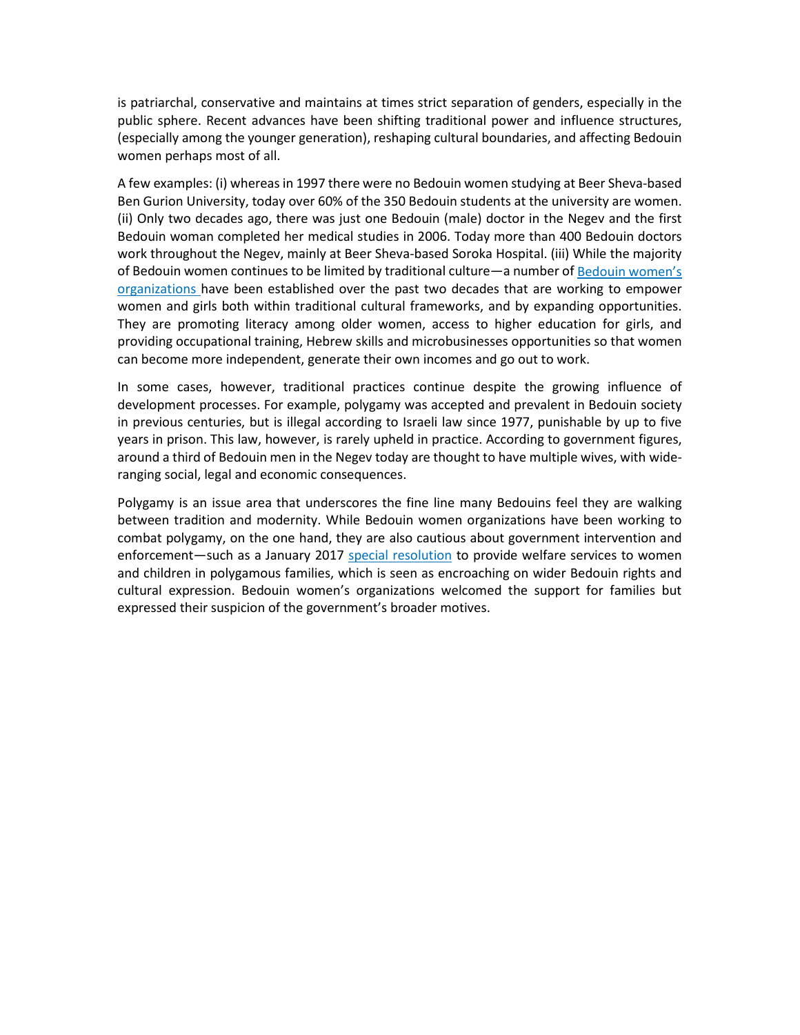is patriarchal, conservative and maintains at times strict separation of genders, especially in the public sphere. Recent advances have been shifting traditional power and influence structures, (especially among the younger generation), reshaping cultural boundaries, and affecting Bedouin women perhaps most of all.

A few examples: (i) whereas in 1997 there were no Bedouin women studying at Beer Sheva-based Ben Gurion University, today over 60% of the 350 Bedouin students at the university are women. (ii) Only two decades ago, there was just one Bedouin (male) doctor in the Negev and the first Bedouin woman completed her medical studies in 2006. Today more than 400 Bedouin doctors work throughout the Negev, mainly at Beer Sheva-based Soroka Hospital. (iii) While the majority of Bedouin women continues to be limited by traditional culture—a number of Bedouin women's organizations have been established over the past two decades that are working to empower women and girls both within traditional cultural frameworks, and by expanding opportunities. They are promoting literacy among older women, access to higher education for girls, and providing occupational training, Hebrew skills and microbusinesses opportunities so that women can become more independent, generate their own incomes and go out to work.

In some cases, however, traditional practices continue despite the growing influence of development processes. For example, polygamy was accepted and prevalent in Bedouin society in previous centuries, but is illegal according to Israeli law since 1977, punishable by up to five years in prison. This law, however, is rarely upheld in practice. According to government figures, around a third of Bedouin men in the Negev today are thought to have multiple wives, with wide-ranging social, legal and economic consequences.

Polygamy is an issue area that underscores the fine line many Bedouins feel they are walking between tradition and modernity. While Bedouin women organizations have been working to combat polygamy, on the one hand, they are also cautious about government intervention and enforcement—such as a January 2017 special resolution to provide welfare services to women and children in polygamous families, which is seen as encroaching on wider Bedouin rights and cultural expression. Bedouin women's organizations welcomed the support for families but expressed their suspicion of the government's broader motives.